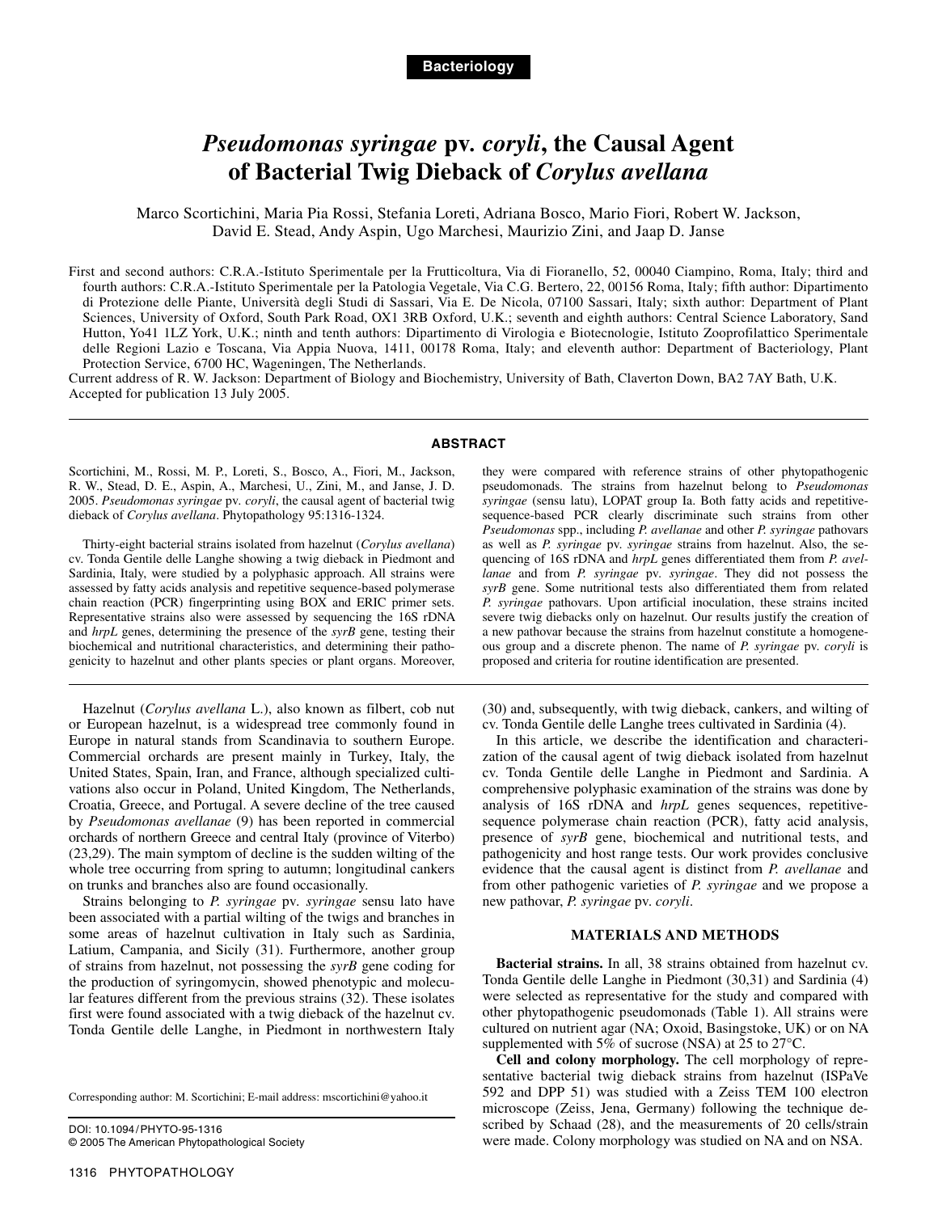**Bacteriology**

# *Pseudomonas syringae* pv. *coryli*, the Causal Agent of Bacterial Twig Dieback of *Corylus avellana*

Marco Scortichini, Maria Pia Rossi, Stefania Loreti, Adriana Bosco, Mario Fiori, Robert W. Jackson, David E. Stead, Andy Aspin, Ugo Marchesi, Maurizio Zini, and Jaap D. Janse

First and second authors: C.R.A.-Istituto Sperimentale per la Frutticoltura, Via di Fioranello, 52, 00040 Ciampino, Roma, Italy; third and fourth authors: C.R.A.-Istituto Sperimentale per la Patologia Vegetale, Via C.G. Bertero, 22, 00156 Roma, Italy; fifth author: Dipartimento di Protezione delle Piante, Università degli Studi di Sassari, Via E. De Nicola, 07100 Sassari, Italy; sixth author: Department of Plant Sciences, University of Oxford, South Park Road, OX1 3RB Oxford, U.K.; seventh and eighth authors: Central Science Laboratory, Sand Hutton, Yo41 1LZ York, U.K.; ninth and tenth authors: Dipartimento di Virologia e Biotecnologie, Istituto Zooprofilattico Sperimentale delle Regioni Lazio e Toscana, Via Appia Nuova, 1411, 00178 Roma, Italy; and eleventh author: Department of Bacteriology, Plant Protection Service, 6700 HC, Wageningen, The Netherlands.

Current address of R. W. Jackson: Department of Biology and Biochemistry, University of Bath, Claverton Down, BA2 7AY Bath, U.K.

Accepted for publication 13 July 2005.

## ABSTRACT

Scortichini, M., Rossi, M. P., Loreti, S., Bosco, A., Fiori, M., Jackson, R. W., Stead, D. E., Aspin, A., Marchesi, U., Zini, M., and Janse, J. D. 2005. *Pseudomonas syringae* pv. *coryli*, the causal agent of bacterial twig dieback of *Corylus avellana*. Phytopathology 95:1316-1324.

Thirty-eight bacterial strains isolated from hazelnut (*Corylus avellana*) cv. Tonda Gentile delle Langhe showing a twig dieback in Piedmont and Sardinia, Italy, were studied by a polyphasic approach. All strains were assessed by fatty acids analysis and repetitive sequence-based polymerase chain reaction (PCR) fingerprinting using BOX and ERIC primer sets. Representative strains also were assessed by sequencing the 16S rDNA and *hrpL* genes, determining the presence of the *syrB* gene, testing their biochemical and nutritional characteristics, and determining their pathogenicity to hazelnut and other plants species or plant organs. Moreover, they were compared with reference strains of other phytopathogenic pseudomonads. The strains from hazelnut belong to *Pseudomonas syringae* (sensu latu), LOPAT group Ia. Both fatty acids and repetitive-sequence-based PCR clearly discriminate such strains from other *Pseudomonas* spp., including *P. avellanae* and other *P. syringae* pathovars as well as *P. syringae* pv. *syringae* strains from hazelnut. Also, the sequencing of 16S rDNA and *hrpL* genes differentiated them from *P. avellanae* and from *P. syringae* pv. *syringae*. They did not possess the *syrB* gene. Some nutritional tests also differentiated them from related *P. syringae* pathovars. Upon artificial inoculation, these strains incited severe twig diebacks only on hazelnut. Our results justify the creation of a new pathovar because the strains from hazelnut constitute a homogeneous group and a discrete phenon. The name of *P. syringae* pv. *coryli* is proposed and criteria for routine identification are presented.

Hazelnut (*Corylus avellana* L.), also known as filbert, cob nut or European hazelnut, is a widespread tree commonly found in Europe in natural stands from Scandinavia to southern Europe. Commercial orchards are present mainly in Turkey, Italy, the United States, Spain, Iran, and France, although specialized cultivations also occur in Poland, United Kingdom, The Netherlands, Croatia, Greece, and Portugal. A severe decline of the tree caused by *Pseudomonas avellanae* (9) has been reported in commercial orchards of northern Greece and central Italy (province of Viterbo) (23,29). The main symptom of decline is the sudden wilting of the whole tree occurring from spring to autumn; longitudinal cankers on trunks and branches also are found occasionally.

Strains belonging to *P. syringae* pv. *syringae* sensu lato have been associated with a partial wilting of the twigs and branches in some areas of hazelnut cultivation in Italy such as Sardinia, Latium, Campania, and Sicily (31). Furthermore, another group of strains from hazelnut, not possessing the *syrB* gene coding for the production of syringomycin, showed phenotypic and molecular features different from the previous strains (32). These isolates first were found associated with a twig dieback of the hazelnut cv. Tonda Gentile delle Langhe, in Piedmont in northwestern Italy (30) and, subsequently, with twig dieback, cankers, and wilting of cv. Tonda Gentile delle Langhe trees cultivated in Sardinia (4).

In this article, we describe the identification and characterization of the causal agent of twig dieback isolated from hazelnut cv. Tonda Gentile delle Langhe in Piedmont and Sardinia. A comprehensive polyphasic examination of the strains was done by analysis of 16S rDNA and *hrpL* genes sequences, repetitive-sequence polymerase chain reaction (PCR), fatty acid analysis, presence of *syrB* gene, biochemical and nutritional tests, and pathogenicity and host range tests. Our work provides conclusive evidence that the causal agent is distinct from *P. avellanae* and from other pathogenic varieties of *P. syringae* and we propose a new pathovar, *P. syringae* pv. *coryli*.

Corresponding author: M. Scortichini; E-mail address: mscortichini@yahoo.it

DOI: 10.1094/PHYTO-95-1316
© 2005 The American Phytopathological Society

## MATERIALS AND METHODS

**Bacterial strains.** In all, 38 strains obtained from hazelnut cv. Tonda Gentile delle Langhe in Piedmont (30,31) and Sardinia (4) were selected as representative for the study and compared with other phytopathogenic pseudomonads (Table 1). All strains were cultured on nutrient agar (NA; Oxoid, Basingstoke, UK) or on NA supplemented with 5% of sucrose (NSA) at 25 to 27°C.

**Cell and colony morphology.** The cell morphology of representative bacterial twig dieback strains from hazelnut (ISPaVe 592 and DPP 51) was studied with a Zeiss TEM 100 electron microscope (Zeiss, Jena, Germany) following the technique described by Schaad (28), and the measurements of 20 cells/strain were made. Colony morphology was studied on NA and on NSA.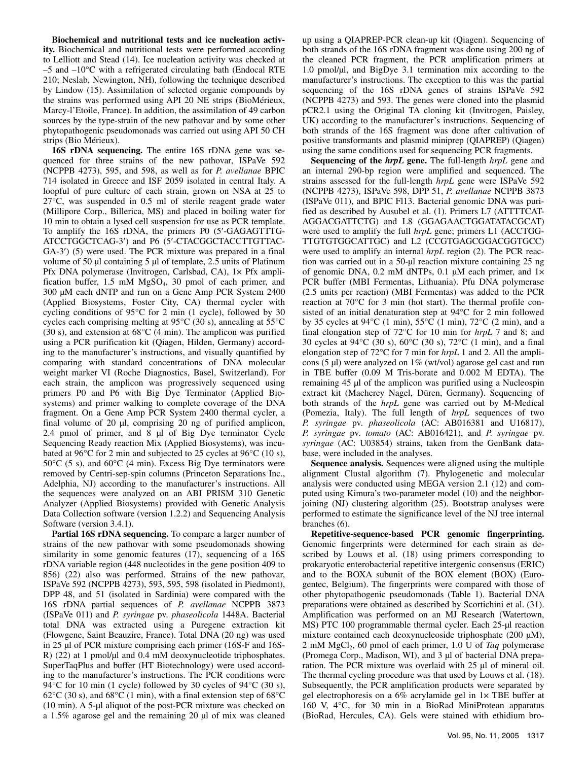**Biochemical and nutritional tests and ice nucleation activity.** Biochemical and nutritional tests were performed according to Lelliott and Stead (14). Ice nucleation activity was checked at –5 and –10°C with a refrigerated circulating bath (Endocal RTE 210; Neslab, Newington, NH), following the technique described by Lindow (15). Assimilation of selected organic compounds by the strains was performed using API 20 NE strips (BioMérieux, Marcy-l'Etoile, France). In addition, the assimilation of 49 carbon sources by the type-strain of the new pathovar and by some other phytopathogenic pseudomonads was carried out using API 50 CH strips (Bio Mérieux).

**16S rDNA sequencing.** The entire 16S rDNA gene was sequenced for three strains of the new pathovar, ISPaVe 592 (NCPPB 4273), 595, and 598, as well as for *P. avellanae* BPIC 714 isolated in Greece and ISF 2059 isolated in central Italy. A loopful of pure culture of each strain, grown on NSA at 25 to 27°C, was suspended in 0.5 ml of sterile reagent grade water (Millipore Corp., Billerica, MS) and placed in boiling water for 10 min to obtain a lysed cell suspension for use as PCR template. To amplify the 16S rDNA, the primers P0 (5′-GAGAGTTTG-ATCCTGGCTCAG-3′) and P6 (5′-CTACGGCTACCTTGTTAC-GA-3′) (5) were used. The PCR mixture was prepared in a final volume of 50 µl containing 5 µl of template, 2.5 units of Platinum Pfx DNA polymerase (Invitrogen, Carlsbad, CA), 1× Pfx amplification buffer, 1.5 mM $MgSO_4$, 30 pmol of each primer, and 300 µM each dNTP and run on a Gene Amp PCR System 2400 (Applied Biosystems, Foster City, CA) thermal cycler with cycling conditions of 95°C for 2 min (1 cycle), followed by 30 cycles each comprising melting at 95°C (30 s), annealing at 55°C (30 s), and extension at 68°C (4 min). The amplicon was purified using a PCR purification kit (Qiagen, Hilden, Germany) according to the manufacturer's instructions, and visually quantified by comparing with standard concentrations of DNA molecular weight marker VI (Roche Diagnostics, Basel, Switzerland). For each strain, the amplicon was progressively sequenced using primers P0 and P6 with Big Dye Terminator (Applied Biosystems) and primer walking to complete coverage of the DNA fragment. On a Gene Amp PCR System 2400 thermal cycler, a final volume of 20 µl, comprising 20 ng of purified amplicon, 2.4 pmol of primer, and 8 µl of Big Dye terminator Cycle Sequencing Ready reaction Mix (Applied Biosystems), was incubated at 96°C for 2 min and subjected to 25 cycles at 96°C (10 s), 50°C (5 s), and 60°C (4 min). Excess Big Dye terminators were removed by Centri-sep-spin columns (Princeton Separations Inc., Adelphia, NJ) according to the manufacturer's instructions. All the sequences were analyzed on an ABI PRISM 310 Genetic Analyzer (Applied Biosystems) provided with Genetic Analysis Data Collection software (version 1.2.2) and Sequencing Analysis Software (version 3.4.1).

**Partial 16S rDNA sequencing.** To compare a larger number of strains of the new pathovar with some pseudomonads showing similarity in some genomic features (17), sequencing of a 16S rDNA variable region (448 nucleotides in the gene position 409 to 856) (22) also was performed. Strains of the new pathovar, ISPaVe 592 (NCPPB 4273), 593, 595, 598 (isolated in Piedmont), DPP 48, and 51 (isolated in Sardinia) were compared with the 16S rDNA partial sequences of *P. avellanae* NCPPB 3873 (ISPaVe 011) and *P. syringae* pv. *phaseolicola* 1448A. Bacterial total DNA was extracted using a Puregene extraction kit (Flowgene, Saint Beauzire, France). Total DNA (20 ng) was used in 25 µl of PCR mixture comprising each primer (16S-F and 16S-R) (22) at 1 pmol/µl and 0.4 mM deoxynucleotide triphosphates. SuperTaqPlus and buffer (HT Biotechnology) were used according to the manufacturer's instructions. The PCR conditions were 94°C for 10 min (1 cycle) followed by 30 cycles of 94°C (30 s), 62°C (30 s), and 68°C (1 min), with a final extension step of 68°C (10 min). A 5-µl aliquot of the post-PCR mixture was checked on a 1.5% agarose gel and the remaining 20 µl of mix was cleaned up using a QIAPREP-PCR clean-up kit (Qiagen). Sequencing of both strands of the 16S rDNA fragment was done using 200 ng of the cleaned PCR fragment, the PCR amplification primers at 1.0 pmol/µl, and BigDye 3.1 termination mix according to the manufacturer's instructions. The exception to this was the partial sequencing of the 16S rDNA genes of strains ISPaVe 592 (NCPPB 4273) and 593. The genes were cloned into the plasmid pCR2.1 using the Original TA cloning kit (Invitrogen, Paisley, UK) according to the manufacturer's instructions. Sequencing of both strands of the 16S fragment was done after cultivation of positive transformants and plasmid miniprep (QIAPREP) (Qiagen) using the same conditions used for sequencing PCR fragments.

**Sequencing of the *hrpL* gene.** The full-length *hrpL* gene and an internal 290-bp region were amplified and sequenced. The strains assessed for the full-length *hrpL* gene were ISPaVe 592 (NCPPB 4273), ISPaVe 598, DPP 51, *P. avellanae* NCPPB 3873 (ISPaVe 011), and BPIC Fl13. Bacterial genomic DNA was purified as described by Ausubel et al. (1). Primers L7 (ATTTTCAT-AGGACGATTCTG) and L8 (GGAGAACTGGATATACGCAT) were used to amplify the full *hrpL* gene; primers L1 (ACCTGG-TTGTGTGGCATTGC) and L2 (CCGTGAGCGGACGGTGCC) were used to amplify an internal *hrpL* region (2). The PCR reaction was carried out in a 50-µl reaction mixture containing 25 ng of genomic DNA, 0.2 mM dNTPs, 0.1 µM each primer, and 1× PCR buffer (MBI Fermentas, Lithuania). Pfu DNA polymerase (2.5 units per reaction) (MBI Fermentas) was added to the PCR reaction at 70°C for 3 min (hot start). The thermal profile consisted of an initial denaturation step at 94°C for 2 min followed by 35 cycles at 94°C (1 min), 55°C (1 min), 72°C (2 min), and a final elongation step of 72°C for 10 min for *hrpL* 7 and 8; and 30 cycles at 94°C (30 s), 60°C (30 s), 72°C (1 min), and a final elongation step of 72°C for 7 min for *hrpL* 1 and 2. All the amplicons (5 µl) were analyzed on 1% (wt/vol) agarose gel cast and run in TBE buffer (0.09 M Tris-borate and 0.002 M EDTA). The remaining 45 µl of the amplicon was purified using a Nucleospin extract kit (Macherey Nagel, Düren, Germany). Sequencing of both strands of the *hrpL* gene was carried out by M-Medical (Pomezia, Italy). The full length of *hrpL* sequences of two *P. syringae* pv. *phaseolicola* (AC: AB016381 and U16817), *P. syringae* pv. *tomato* (AC: AB016421), and *P. syringae* pv. *syringae* (AC: U03854) strains, taken from the GenBank database, were included in the analyses.

**Sequence analysis.** Sequences were aligned using the multiple alignment Clustal algorithm (7). Phylogenetic and molecular analysis were conducted using MEGA version 2.1 (12) and computed using Kimura's two-parameter model (10) and the neighbor-joining (NJ) clustering algorithm (25). Bootstrap analyses were performed to estimate the significance level of the NJ tree internal branches (6).

**Repetitive-sequence-based PCR genomic fingerprinting.** Genomic fingerprints were determined for each strain as described by Louws et al. (18) using primers corresponding to prokaryotic enterobacterial repetitive intergenic consensus (ERIC) and to the BOXA subunit of the BOX element (BOX) (Eurogentec, Belgium). The fingerprints were compared with those of other phytopathogenic pseudomonads (Table 1). Bacterial DNA preparations were obtained as described by Scortichini et al. (31). Amplification was performed on an MJ Research (Watertown, MS) PTC 100 programmable thermal cycler. Each 25-µl reaction mixture contained each deoxynucleoside triphosphate (200 µM), 2 mM $MgCl_2$, 60 pmol of each primer, 1.0 U of *Taq* polymerase (Promega Corp., Madison, WI), and 3 µl of bacterial DNA preparation. The PCR mixture was overlaid with 25 µl of mineral oil. The thermal cycling procedure was that used by Louws et al. (18). Subsequently, the PCR amplification products were separated by gel electrophoresis on a 6% acrylamide gel in 1× TBE buffer at 160 V, 4°C, for 30 min in a BioRad MiniProtean apparatus (BioRad, Hercules, CA). Gels were stained with ethidium bro-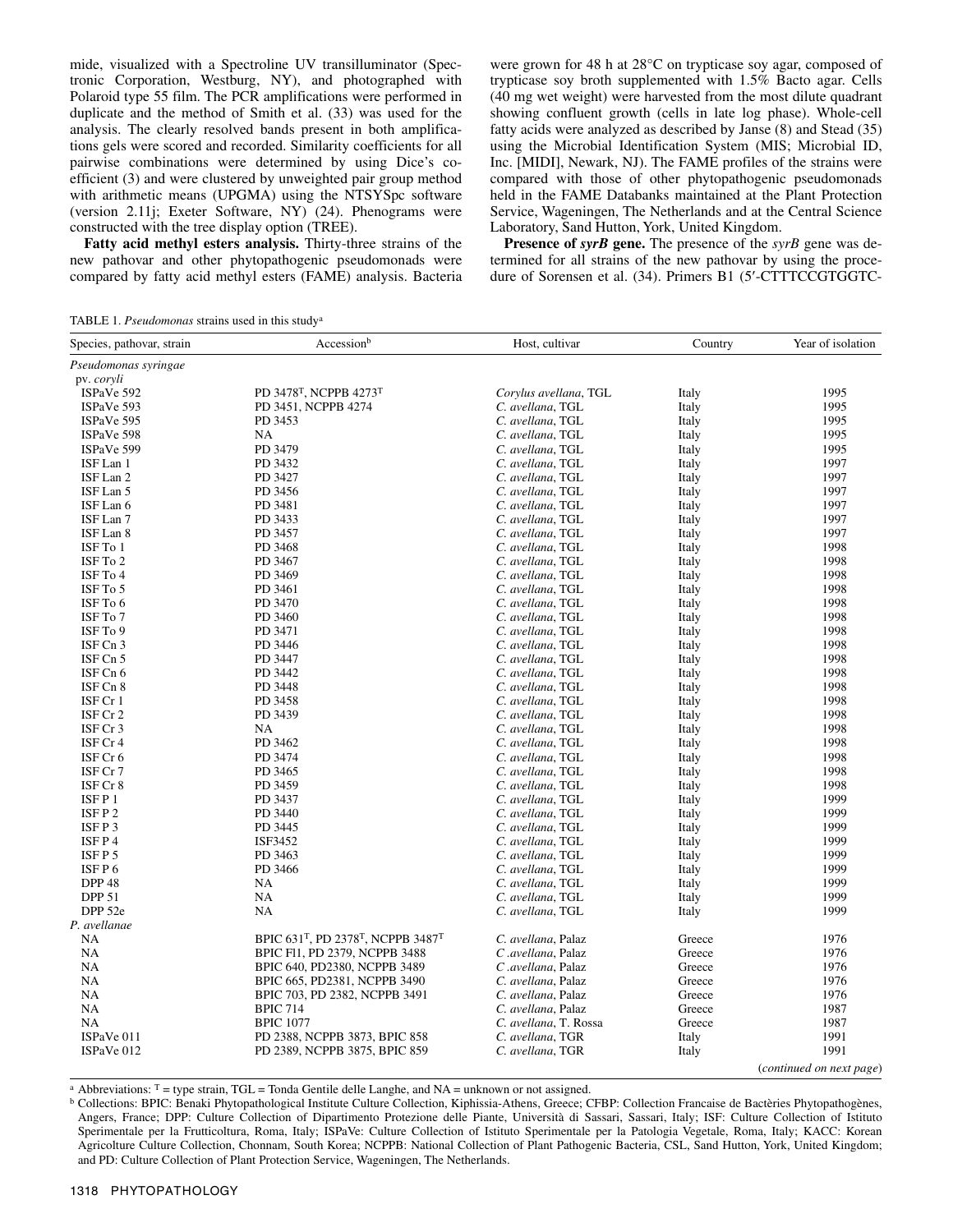mide, visualized with a Spectroline UV transilluminator (Spectronic Corporation, Westburg, NY), and photographed with Polaroid type 55 film. The PCR amplifications were performed in duplicate and the method of Smith et al. (33) was used for the analysis. The clearly resolved bands present in both amplifications gels were scored and recorded. Similarity coefficients for all pairwise combinations were determined by using Dice's coefficient (3) and were clustered by unweighted pair group method with arithmetic means (UPGMA) using the NTSYSpc software (version 2.11j; Exeter Software, NY) (24). Phenograms were constructed with the tree display option (TREE).

**Fatty acid methyl esters analysis.** Thirty-three strains of the new pathovar and other phytopathogenic pseudomonads were compared by fatty acid methyl esters (FAME) analysis. Bacteria were grown for 48 h at 28°C on trypticase soy agar, composed of trypticase soy broth supplemented with 1.5% Bacto agar. Cells (40 mg wet weight) were harvested from the most dilute quadrant showing confluent growth (cells in late log phase). Whole-cell fatty acids were analyzed as described by Janse (8) and Stead (35) using the Microbial Identification System (MIS; Microbial ID, Inc. [MIDI], Newark, NJ). The FAME profiles of the strains were compared with those of other phytopathogenic pseudomonads held in the FAME Databanks maintained at the Plant Protection Service, Wageningen, The Netherlands and at the Central Science Laboratory, Sand Hutton, York, United Kingdom.

**Presence of *syrB* gene.** The presence of the *syrB* gene was determined for all strains of the new pathovar by using the procedure of Sorensen et al. (34). Primers B1 (5′-CTTTCCGTGGTC-

TABLE 1. *Pseudomonas* strains used in this study[a]

| Species, pathovar, strain | Accession[b] | Host, cultivar | Country | Year of isolation |
|---|---|---|---|---|
| *Pseudomonas syringae* | | | | |
| pv. *coryli* | | | | |
| ISPaVe 592 | PD 3478[T], NCPPB 4273[T] | *Corylus avellana*, TGL | Italy | 1995 |
| ISPaVe 593 | PD 3451, NCPPB 4274 | *C. avellana*, TGL | Italy | 1995 |
| ISPaVe 595 | PD 3453 | *C. avellana*, TGL | Italy | 1995 |
| ISPaVe 598 | NA | *C. avellana*, TGL | Italy | 1995 |
| ISPaVe 599 | PD 3479 | *C. avellana*, TGL | Italy | 1995 |
| ISF Lan 1 | PD 3432 | *C. avellana*, TGL | Italy | 1997 |
| ISF Lan 2 | PD 3427 | *C. avellana*, TGL | Italy | 1997 |
| ISF Lan 5 | PD 3456 | *C. avellana*, TGL | Italy | 1997 |
| ISF Lan 6 | PD 3481 | *C. avellana*, TGL | Italy | 1997 |
| ISF Lan 7 | PD 3433 | *C. avellana*, TGL | Italy | 1997 |
| ISF Lan 8 | PD 3457 | *C. avellana*, TGL | Italy | 1997 |
| ISF To 1 | PD 3468 | *C. avellana*, TGL | Italy | 1998 |
| ISF To 2 | PD 3467 | *C. avellana*, TGL | Italy | 1998 |
| ISF To 4 | PD 3469 | *C. avellana*, TGL | Italy | 1998 |
| ISF To 5 | PD 3461 | *C. avellana*, TGL | Italy | 1998 |
| ISF To 6 | PD 3470 | *C. avellana*, TGL | Italy | 1998 |
| ISF To 7 | PD 3460 | *C. avellana*, TGL | Italy | 1998 |
| ISF To 9 | PD 3471 | *C. avellana*, TGL | Italy | 1998 |
| ISF Cn 3 | PD 3446 | *C. avellana*, TGL | Italy | 1998 |
| ISF Cn 5 | PD 3447 | *C. avellana*, TGL | Italy | 1998 |
| ISF Cn 6 | PD 3442 | *C. avellana*, TGL | Italy | 1998 |
| ISF Cn 8 | PD 3448 | *C. avellana*, TGL | Italy | 1998 |
| ISF Cr 1 | PD 3458 | *C. avellana*, TGL | Italy | 1998 |
| ISF Cr 2 | PD 3439 | *C. avellana*, TGL | Italy | 1998 |
| ISF Cr 3 | NA | *C. avellana*, TGL | Italy | 1998 |
| ISF Cr 4 | PD 3462 | *C. avellana*, TGL | Italy | 1998 |
| ISF Cr 6 | PD 3474 | *C. avellana*, TGL | Italy | 1998 |
| ISF Cr 7 | PD 3465 | *C. avellana*, TGL | Italy | 1998 |
| ISF Cr 8 | PD 3459 | *C. avellana*, TGL | Italy | 1998 |
| ISF P 1 | PD 3437 | *C. avellana*, TGL | Italy | 1999 |
| ISF P 2 | PD 3440 | *C. avellana*, TGL | Italy | 1999 |
| ISF P 3 | PD 3445 | *C. avellana*, TGL | Italy | 1999 |
| ISF P 4 | ISF3452 | *C. avellana*, TGL | Italy | 1999 |
| ISF P 5 | PD 3463 | *C. avellana*, TGL | Italy | 1999 |
| ISF P 6 | PD 3466 | *C. avellana*, TGL | Italy | 1999 |
| DPP 48 | NA | *C. avellana*, TGL | Italy | 1999 |
| DPP 51 | NA | *C. avellana*, TGL | Italy | 1999 |
| DPP 52e | NA | *C. avellana*, TGL | Italy | 1999 |
| *P. avellanae* | | | | |
| NA | BPIC 631[T], PD 2378[T], NCPPB 3487[T] | *C. avellana*, Palaz | Greece | 1976 |
| NA | BPIC Fl1, PD 2379, NCPPB 3488 | *C .avellana*, Palaz | Greece | 1976 |
| NA | BPIC 640, PD2380, NCPPB 3489 | *C .avellana*, Palaz | Greece | 1976 |
| NA | BPIC 665, PD2381, NCPPB 3490 | *C. avellana*, Palaz | Greece | 1976 |
| NA | BPIC 703, PD 2382, NCPPB 3491 | *C. avellana*, Palaz | Greece | 1976 |
| NA | BPIC 714 | *C. avellana*, Palaz | Greece | 1987 |
| NA | BPIC 1077 | *C. avellana*, T. Rossa | Greece | 1987 |
| ISPaVe 011 | PD 2388, NCPPB 3873, BPIC 858 | *C. avellana*, TGR | Italy | 1991 |
| ISPaVe 012 | PD 2389, NCPPB 3875, BPIC 859 | *C. avellana*, TGR | Italy | 1991 |

(*continued on next page*)

[a] Abbreviations: [T] = type strain, TGL = Tonda Gentile delle Langhe, and NA = unknown or not assigned.

[b] Collections: BPIC: Benaki Phytopathological Institute Culture Collection, Kiphissia-Athens, Greece; CFBP: Collection Francaise de Bactèries Phytopathogènes, Angers, France; DPP: Culture Collection of Dipartimento Protezione delle Piante, Università di Sassari, Sassari, Italy; ISF: Culture Collection of Istituto Sperimentale per la Frutticoltura, Roma, Italy; ISPaVe: Culture Collection of Istituto Sperimentale per la Patologia Vegetale, Roma, Italy; KACC: Korean Agricolture Culture Collection, Chonnam, South Korea; NCPPB: National Collection of Plant Pathogenic Bacteria, CSL, Sand Hutton, York, United Kingdom; and PD: Culture Collection of Plant Protection Service, Wageningen, The Netherlands.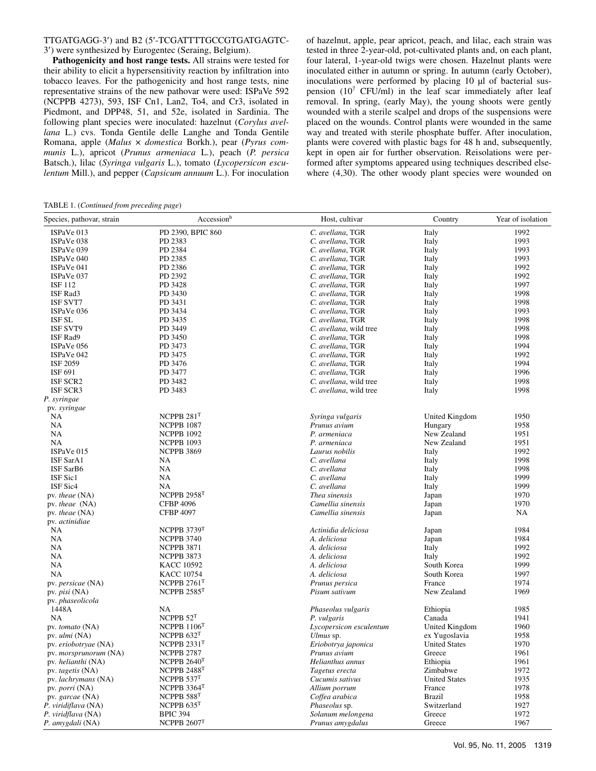TTGATGAGG-3′) and B2 (5′-TCGATTTTGCCGTGATGAGTC-3′) were synthesized by Eurogentec (Seraing, Belgium).

**Pathogenicity and host range tests.** All strains were tested for their ability to elicit a hypersensitivity reaction by infiltration into tobacco leaves. For the pathogenicity and host range tests, nine representative strains of the new pathovar were used: ISPaVe 592 (NCPPB 4273), 593, ISF Cn1, Lan2, To4, and Cr3, isolated in Piedmont, and DPP48, 51, and 52e, isolated in Sardinia. The following plant species were inoculated: hazelnut (*Corylus avellana* L.) cvs. Tonda Gentile delle Langhe and Tonda Gentile Romana, apple (*Malus* × *domestica* Borkh.), pear (*Pyrus communis* L.), apricot (*Prunus armeniaca* L.), peach (*P. persica* Batsch.), lilac (*Syringa vulgaris* L.), tomato (*Lycopersicon esculentum* Mill.), and pepper (*Capsicum annuum* L.). For inoculation of hazelnut, apple, pear apricot, peach, and lilac, each strain was tested in three 2-year-old, pot-cultivated plants and, on each plant, four lateral, 1-year-old twigs were chosen. Hazelnut plants were inoculated either in autumn or spring. In autumn (early October), inoculations were performed by placing 10 µl of bacterial suspension ($10^7$ CFU/ml) in the leaf scar immediately after leaf removal. In spring, (early May), the young shoots were gently wounded with a sterile scalpel and drops of the suspensions were placed on the wounds. Control plants were wounded in the same way and treated with sterile phosphate buffer. After inoculation, plants were covered with plastic bags for 48 h and, subsequently, kept in open air for further observation. Reisolations were performed after symptoms appeared using techniques described elsewhere (4,30). The other woody plant species were wounded on

TABLE 1. (*Continued from preceding page*)

| Species, pathovar, strain | Accession[b] | Host, cultivar | Country | Year of isolation |
|---|---|---|---|---|
| ISPaVe 013 | PD 2390, BPIC 860 | *C. avellana*, TGR | Italy | 1992 |
| ISPaVe 038 | PD 2383 | *C. avellana*, TGR | Italy | 1993 |
| ISPaVe 039 | PD 2384 | *C. avellana*, TGR | Italy | 1993 |
| ISPaVe 040 | PD 2385 | *C. avellana*, TGR | Italy | 1993 |
| ISPaVe 041 | PD 2386 | *C. avellana*, TGR | Italy | 1992 |
| ISPaVe 037 | PD 2392 | *C. avellana*, TGR | Italy | 1992 |
| ISF 112 | PD 3428 | *C. avellana*, TGR | Italy | 1997 |
| ISF Rad3 | PD 3430 | *C. avellana*, TGR | Italy | 1998 |
| ISF SVT7 | PD 3431 | *C. avellana*, TGR | Italy | 1998 |
| ISPaVe 036 | PD 3434 | *C. avellana*, TGR | Italy | 1993 |
| ISF SL | PD 3435 | *C. avellana*, TGR | Italy | 1998 |
| ISF SVT9 | PD 3449 | *C. avellana*, wild tree | Italy | 1998 |
| ISF Rad9 | PD 3450 | *C. avellana*, TGR | Italy | 1998 |
| ISPaVe 056 | PD 3473 | *C. avellana*, TGR | Italy | 1994 |
| ISPaVe 042 | PD 3475 | *C. avellana*, TGR | Italy | 1992 |
| ISF 2059 | PD 3476 | *C. avellana*, TGR | Italy | 1994 |
| ISF 691 | PD 3477 | *C. avellana*, TGR | Italy | 1996 |
| ISF SCR2 | PD 3482 | *C. avellana*, wild tree | Italy | 1998 |
| ISF SCR3 | PD 3483 | *C. avellana*, wild tree | Italy | 1998 |
| *P. syringae* | | | | |
| pv. *syringae* | | | | |
| NA | NCPPB 281[T] | *Syringa vulgaris* | United Kingdom | 1950 |
| NA | NCPPB 1087 | *Prunus avium* | Hungary | 1958 |
| NA | NCPPB 1092 | *P. armeniaca* | New Zealand | 1951 |
| NA | NCPPB 1093 | *P. armeniaca* | New Zealand | 1951 |
| ISPaVe 015 | NCPPB 3869 | *Laurus nobilis* | Italy | 1992 |
| ISF SarA1 | NA | *C. avellana* | Italy | 1998 |
| ISF SarB6 | NA | *C. avellana* | Italy | 1998 |
| ISF Sic1 | NA | *C. avellana* | Italy | 1999 |
| ISF Sic4 | NA | *C. avellana* | Italy | 1999 |
| pv. *theae* (NA) | NCPPB 2958[T] | *Thea sinensis* | Japan | 1970 |
| pv. *theae* (NA) | CFBP 4096 | *Camellia sinensis* | Japan | 1970 |
| pv. *theae* (NA) | CFBP 4097 | *Camellia sinensis* | Japan | NA |
| pv. *actinidiae* | | | | |
| NA | NCPPB 3739[T] | *Actinidia deliciosa* | Japan | 1984 |
| NA | NCPPB 3740 | *A. deliciosa* | Japan | 1984 |
| NA | NCPPB 3871 | *A. deliciosa* | Italy | 1992 |
| NA | NCPPB 3873 | *A. deliciosa* | Italy | 1992 |
| NA | KACC 10592 | *A. deliciosa* | South Korea | 1999 |
| NA | KACC 10754 | *A. deliciosa* | South Korea | 1997 |
| pv. *persicae* (NA) | NCPPB 2761[T] | *Prunus persica* | France | 1974 |
| pv. *pisi* (NA) | NCPPB 2585[T] | *Pisum sativum* | New Zealand | 1969 |
| pv. *phaseolicola* | | | | |
| 1448A | NA | *Phaseolus vulgaris* | Ethiopia | 1985 |
| NA | NCPPB 52[T] | *P. vulgaris* | Canada | 1941 |
| pv. *tomato* (NA) | NCPPB 1106[T] | *Lycopersicon esculentum* | United Kingdom | 1960 |
| pv. *ulmi* (NA) | NCPPB 632[T] | *Ulmus* sp. | ex Yugoslavia | 1958 |
| pv. *eriobotryae* (NA) | NCPPB 2331[T] | *Eriobotrya japonica* | United States | 1970 |
| pv. *morsprunorum* (NA) | NCPPB 2787 | *Prunus avium* | Greece | 1961 |
| pv. *helianthi* (NA) | NCPPB 2640[T] | *Helianthus annus* | Ethiopia | 1961 |
| pv. *tagetis* (NA) | NCPPB 2488[T] | *Tagetus erecta* | Zimbabwe | 1972 |
| pv. *lachrymans* (NA) | NCPPB 537[T] | *Cucumis sativus* | United States | 1935 |
| pv. *porri* (NA) | NCPPB 3364[T] | *Allium porrum* | France | 1978 |
| pv. *garcae* (NA) | NCPPB 588[T] | *Coffea arabica* | Brazil | 1958 |
| *P. viridiflava* (NA) | NCPPB 635[T] | *Phaseolus* sp. | Switzerland | 1927 |
| *P. viridflava* (NA) | BPIC 394 | *Solanum melongena* | Greece | 1972 |
| *P. amygdali* (NA) | NCPPB 2607[T] | *Prunus amygdalus* | Greece | 1967 |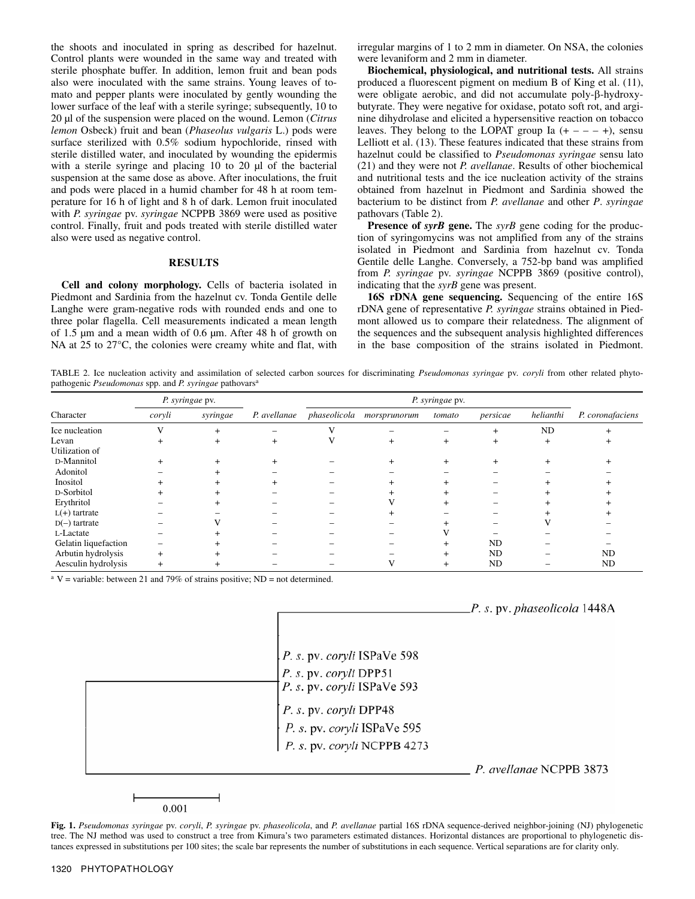the shoots and inoculated in spring as described for hazelnut. Control plants were wounded in the same way and treated with sterile phosphate buffer. In addition, lemon fruit and bean pods also were inoculated with the same strains. Young leaves of tomato and pepper plants were inoculated by gently wounding the lower surface of the leaf with a sterile syringe; subsequently, 10 to 20 µl of the suspension were placed on the wound. Lemon (*Citrus lemon* Osbeck) fruit and bean (*Phaseolus vulgaris* L.) pods were surface sterilized with 0.5% sodium hypochloride, rinsed with sterile distilled water, and inoculated by wounding the epidermis with a sterile syringe and placing 10 to 20 µl of the bacterial suspension at the same dose as above. After inoculations, the fruit and pods were placed in a humid chamber for 48 h at room temperature for 16 h of light and 8 h of dark. Lemon fruit inoculated with *P. syringae* pv. *syringae* NCPPB 3869 were used as positive control. Finally, fruit and pods treated with sterile distilled water also were used as negative control.

## RESULTS

**Cell and colony morphology.** Cells of bacteria isolated in Piedmont and Sardinia from the hazelnut cv. Tonda Gentile delle Langhe were gram-negative rods with rounded ends and one to three polar flagella. Cell measurements indicated a mean length of 1.5 µm and a mean width of 0.6 µm. After 48 h of growth on NA at 25 to 27°C, the colonies were creamy white and flat, with irregular margins of 1 to 2 mm in diameter. On NSA, the colonies were levaniform and 2 mm in diameter.

**Biochemical, physiological, and nutritional tests.** All strains produced a fluorescent pigment on medium B of King et al. (11), were obligate aerobic, and did not accumulate poly-β-hydroxybutyrate. They were negative for oxidase, potato soft rot, and arginine dihydrolase and elicited a hypersensitive reaction on tobacco leaves. They belong to the LOPAT group Ia (+ – – – +), sensu Lelliott et al. (13). These features indicated that these strains from hazelnut could be classified to *Pseudomonas syringae* sensu lato (21) and they were not *P. avellanae*. Results of other biochemical and nutritional tests and the ice nucleation activity of the strains obtained from hazelnut in Piedmont and Sardinia showed the bacterium to be distinct from *P. avellanae* and other *P. syringae* pathovars (Table 2).

**Presence of *syrB* gene.** The *syrB* gene coding for the production of syringomycins was not amplified from any of the strains isolated in Piedmont and Sardinia from hazelnut cv. Tonda Gentile delle Langhe. Conversely, a 752-bp band was amplified from *P. syringae* pv. *syringae* NCPPB 3869 (positive control), indicating that the *syrB* gene was present.

**16S rDNA gene sequencing.** Sequencing of the entire 16S rDNA gene of representative *P. syringae* strains obtained in Piedmont allowed us to compare their relatedness. The alignment of the sequences and the subsequent analysis highlighted differences in the base composition of the strains isolated in Piedmont.

TABLE 2. Ice nucleation activity and assimilation of selected carbon sources for discriminating *Pseudomonas syringae* pv. *coryli* from other related phytopathogenic *Pseudomonas* spp. and *P. syringae* pathovars[a]

| Character | *P. syringae* pv. | | *P. avellanae* | *P. syringae* pv. | | | | | *P. coronafaciens* |
|---|---|---|---|---|---|---|---|---|---|
| | *coryli* | *syringae* | | *phaseolicola* | *morsprunorum* | *tomato* | *persicae* | *helianthi* | |
| Ice nucleation | V | + | – | V | – | – | + | ND | + |
| Levan | + | + | + | V | + | + | + | + | + |
| Utilization of | | | | | | | | | |
| D-Mannitol | + | + | + | – | + | + | + | + | + |
| Adonitol | – | + | – | – | – | – | – | – | – |
| Inositol | + | + | + | – | + | + | – | + | + |
| D-Sorbitol | + | + | – | – | + | + | – | + | + |
| Erythritol | – | + | – | – | V | + | – | + | + |
| L(+) tartrate | – | – | – | – | + | – | – | + | + |
| D(–) tartrate | – | V | – | – | – | + | – | V | – |
| L-Lactate | – | + | – | – | – | V | – | – | – |
| Gelatin liquefaction | – | + | – | – | – | + | ND | – | – |
| Arbutin hydrolysis | + | + | – | – | – | + | ND | – | ND |
| Aesculin hydrolysis | + | + | – | – | V | + | ND | – | ND |

[a] V = variable: between 21 and 79% of strains positive; ND = not determined.

**Fig. 1.** *Pseudomonas syringae* pv. *coryli*, *P. syringae* pv. *phaseolicola*, and *P. avellanae* partial 16S rDNA sequence-derived neighbor-joining (NJ) phylogenetic tree. The NJ method was used to construct a tree from Kimura's two parameters estimated distances. Horizontal distances are proportional to phylogenetic distances expressed in substitutions per 100 sites; the scale bar represents the number of substitutions in each sequence. Vertical separations are for clarity only.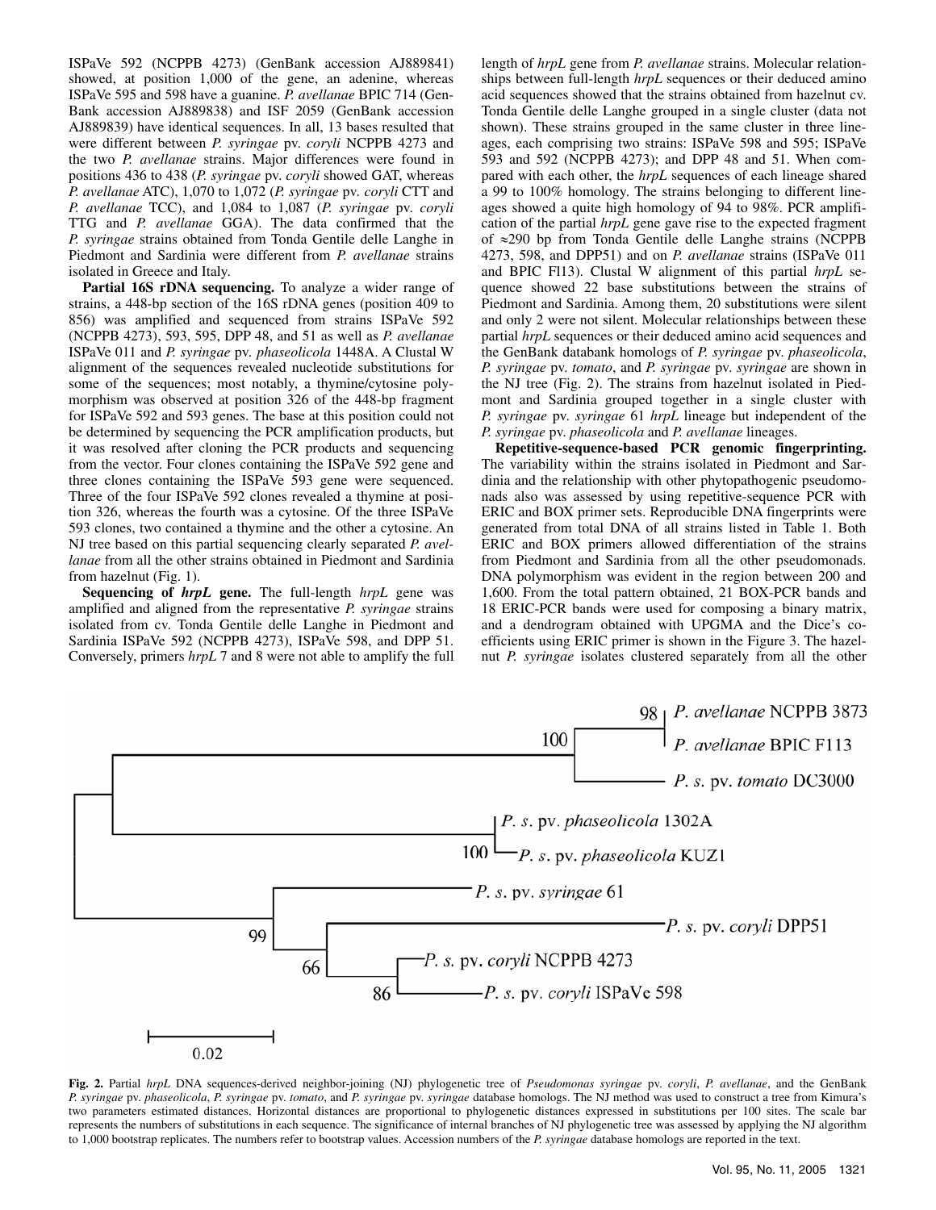ISPaVe 592 (NCPPB 4273) (GenBank accession AJ889841) showed, at position 1,000 of the gene, an adenine, whereas ISPaVe 595 and 598 have a guanine. *P. avellanae* BPIC 714 (GenBank accession AJ889838) and ISF 2059 (GenBank accession AJ889839) have identical sequences. In all, 13 bases resulted that were different between *P. syringae* pv. *coryli* NCPPB 4273 and the two *P. avellanae* strains. Major differences were found in positions 436 to 438 (*P. syringae* pv. *coryli* showed GAT, whereas *P. avellanae* ATC), 1,070 to 1,072 (*P. syringae* pv. *coryli* CTT and *P. avellanae* TCC), and 1,084 to 1,087 (*P. syringae* pv. *coryli* TTG and *P. avellanae* GGA). The data confirmed that the *P. syringae* strains obtained from Tonda Gentile delle Langhe in Piedmont and Sardinia were different from *P. avellanae* strains isolated in Greece and Italy.

**Partial 16S rDNA sequencing.** To analyze a wider range of strains, a 448-bp section of the 16S rDNA genes (position 409 to 856) was amplified and sequenced from strains ISPaVe 592 (NCPPB 4273), 593, 595, DPP 48, and 51 as well as *P. avellanae* ISPaVe 011 and *P. syringae* pv. *phaseolicola* 1448A. A Clustal W alignment of the sequences revealed nucleotide substitutions for some of the sequences; most notably, a thymine/cytosine polymorphism was observed at position 326 of the 448-bp fragment for ISPaVe 592 and 593 genes. The base at this position could not be determined by sequencing the PCR amplification products, but it was resolved after cloning the PCR products and sequencing from the vector. Four clones containing the ISPaVe 592 gene and three clones containing the ISPaVe 593 gene were sequenced. Three of the four ISPaVe 592 clones revealed a thymine at position 326, whereas the fourth was a cytosine. Of the three ISPaVe 593 clones, two contained a thymine and the other a cytosine. An NJ tree based on this partial sequencing clearly separated *P. avellanae* from all the other strains obtained in Piedmont and Sardinia from hazelnut (Fig. 1).

**Sequencing of *hrpL* gene.** The full-length *hrpL* gene was amplified and aligned from the representative *P. syringae* strains isolated from cv. Tonda Gentile delle Langhe in Piedmont and Sardinia ISPaVe 592 (NCPPB 4273), ISPaVe 598, and DPP 51. Conversely, primers *hrpL* 7 and 8 were not able to amplify the full length of *hrpL* gene from *P. avellanae* strains. Molecular relationships between full-length *hrpL* sequences or their deduced amino acid sequences showed that the strains obtained from hazelnut cv. Tonda Gentile delle Langhe grouped in a single cluster (data not shown). These strains grouped in the same cluster in three lineages, each comprising two strains: ISPaVe 598 and 595; ISPaVe 593 and 592 (NCPPB 4273); and DPP 48 and 51. When compared with each other, the *hrpL* sequences of each lineage shared a 99 to 100% homology. The strains belonging to different lineages showed a quite high homology of 94 to 98%. PCR amplification of the partial *hrpL* gene gave rise to the expected fragment of ≈290 bp from Tonda Gentile delle Langhe strains (NCPPB 4273, 598, and DPP51) and on *P. avellanae* strains (ISPaVe 011 and BPIC Fl13). Clustal W alignment of this partial *hrpL* sequence showed 22 base substitutions between the strains of Piedmont and Sardinia. Among them, 20 substitutions were silent and only 2 were not silent. Molecular relationships between these partial *hrpL* sequences or their deduced amino acid sequences and the GenBank databank homologs of *P. syringae* pv. *phaseolicola*, *P. syringae* pv. *tomato*, and *P. syringae* pv. *syringae* are shown in the NJ tree (Fig. 2). The strains from hazelnut isolated in Piedmont and Sardinia grouped together in a single cluster with *P. syringae* pv. *syringae* 61 *hrpL* lineage but independent of the *P. syringae* pv. *phaseolicola* and *P. avellanae* lineages.

**Repetitive-sequence-based PCR genomic fingerprinting.** The variability within the strains isolated in Piedmont and Sardinia and the relationship with other phytopathogenic pseudomonads also was assessed by using repetitive-sequence PCR with ERIC and BOX primer sets. Reproducible DNA fingerprints were generated from total DNA of all strains listed in Table 1. Both ERIC and BOX primers allowed differentiation of the strains from Piedmont and Sardinia from all the other pseudomonads. DNA polymorphism was evident in the region between 200 and 1,600. From the total pattern obtained, 21 BOX-PCR bands and 18 ERIC-PCR bands were used for composing a binary matrix, and a dendrogram obtained with UPGMA and the Dice's coefficients using ERIC primer is shown in the Figure 3. The hazelnut *P. syringae* isolates clustered separately from all the other

**Fig. 2.** Partial *hrpL* DNA sequences-derived neighbor-joining (NJ) phylogenetic tree of *Pseudomonas syringae* pv. *coryli*, *P. avellanae*, and the GenBank *P. syringae* pv. *phaseolicola*, *P. syringae* pv. *tomato*, and *P. syringae* pv. *syringae* database homologs. The NJ method was used to construct a tree from Kimura's two parameters estimated distances. Horizontal distances are proportional to phylogenetic distances expressed in substitutions per 100 sites. The scale bar represents the numbers of substitutions in each sequence. The significance of internal branches of NJ phylogenetic tree was assessed by applying the NJ algorithm to 1,000 bootstrap replicates. The numbers refer to bootstrap values. Accession numbers of the *P. syringae* database homologs are reported in the text.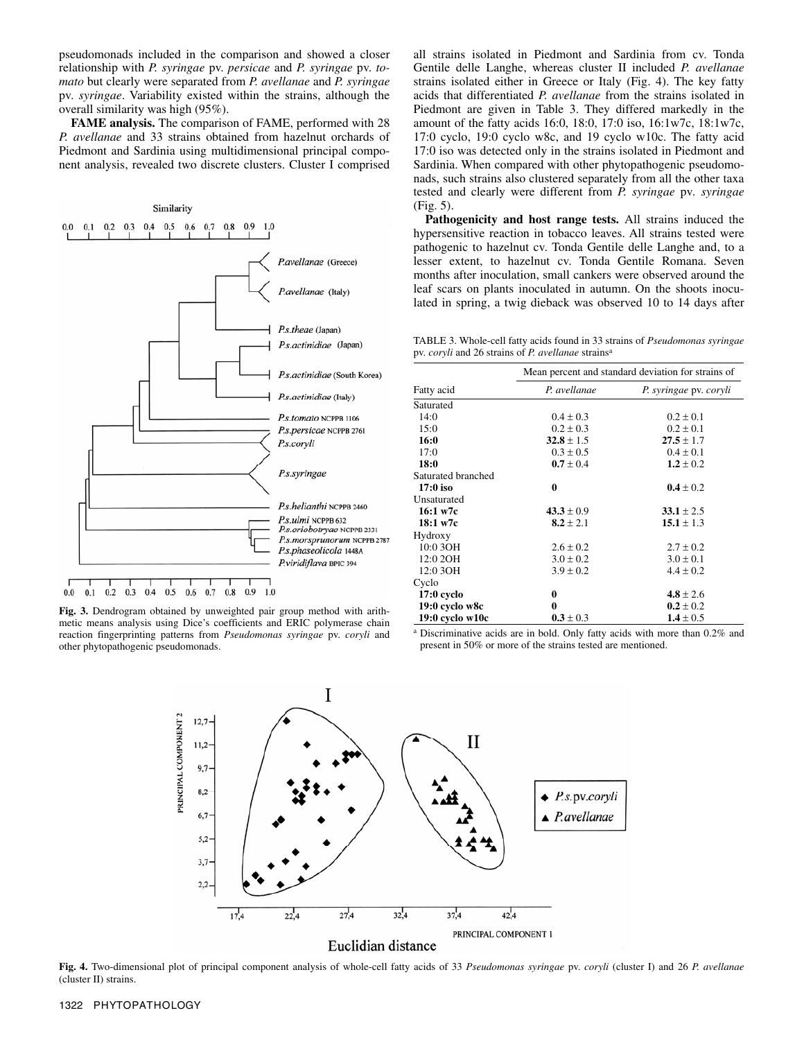pseudomonads included in the comparison and showed a closer relationship with *P. syringae* pv. *persicae* and *P. syringae* pv. *tomato* but clearly were separated from *P. avellanae* and *P. syringae* pv. *syringae*. Variability existed within the strains, although the overall similarity was high (95%).

**FAME analysis.** The comparison of FAME, performed with 28 *P. avellanae* and 33 strains obtained from hazelnut orchards of Piedmont and Sardinia using multidimensional principal component analysis, revealed two discrete clusters. Cluster I comprised all strains isolated in Piedmont and Sardinia from cv. Tonda Gentile delle Langhe, whereas cluster II included *P. avellanae* strains isolated either in Greece or Italy (Fig. 4). The key fatty acids that differentiated *P. avellanae* from the strains isolated in Piedmont are given in Table 3. They differed markedly in the amount of the fatty acids 16:0, 18:0, 17:0 iso, 16:1w7c, 18:1w7c, 17:0 cyclo, 19:0 cyclo w8c, and 19 cyclo w10c. The fatty acid 17:0 iso was detected only in the strains isolated in Piedmont and Sardinia. When compared with other phytopathogenic pseudomonads, such strains also clustered separately from all the other taxa tested and clearly were different from *P. syringae* pv. *syringae* (Fig. 5).

**Pathogenicity and host range tests.** All strains induced the hypersensitive reaction in tobacco leaves. All strains tested were pathogenic to hazelnut cv. Tonda Gentile delle Langhe and, to a lesser extent, to hazelnut cv. Tonda Gentile Romana. Seven months after inoculation, small cankers were observed around the leaf scars on plants inoculated in autumn. On the shoots inoculated in spring, a twig dieback was observed 10 to 14 days after

**Fig. 3.** Dendrogram obtained by unweighted pair group method with arithmetic means analysis using Dice's coefficients and ERIC polymerase chain reaction fingerprinting patterns from *Pseudomonas syringae* pv. *coryli* and other phytopathogenic pseudomonads.

TABLE 3. Whole-cell fatty acids found in 33 strains of *Pseudomonas syringae* pv. *coryli* and 26 strains of *P. avellanae* strains[a]

| Fatty acid | Mean percent and standard deviation for strains of | |
|---|---|---|
| | *P. avellanae* | *P. syringae* pv. *coryli* |
| Saturated | | |
| 14:0 | 0.4 ± 0.3 | 0.2 ± 0.1 |
| 15:0 | 0.2 ± 0.3 | 0.2 ± 0.1 |
| **16:0** | **32.8** ± 1.5 | **27.5** ± 1.7 |
| 17:0 | 0.3 ± 0.5 | 0.4 ± 0.1 |
| **18:0** | **0.7** ± 0.4 | **1.2** ± 0.2 |
| Saturated branched | | |
| **17:0 iso** | **0** | **0.4** ± 0.2 |
| Unsaturated | | |
| **16:1 w7c** | **43.3** ± 0.9 | **33.1** ± 2.5 |
| **18:1 w7c** | **8.2** ± 2.1 | **15.1** ± 1.3 |
| Hydroxy | | |
| 10:0 3OH | 2.6 ± 0.2 | 2.7 ± 0.2 |
| 12:0 2OH | 3.0 ± 0.2 | 3.0 ± 0.1 |
| 12:0 3OH | 3.9 ± 0.2 | 4.4 ± 0.2 |
| Cyclo | | |
| **17:0 cyclo** | **0** | **4.8** ± 2.6 |
| **19:0 cyclo w8c** | **0** | **0.2** ± 0.2 |
| **19:0 cyclo w10c** | **0.3** ± 0.3 | **1.4** ± 0.5 |

[a] Discriminative acids are in bold. Only fatty acids with more than 0.2% and present in 50% or more of the strains tested are mentioned.

**Fig. 4.** Two-dimensional plot of principal component analysis of whole-cell fatty acids of 33 *Pseudomonas syringae* pv. *coryli* (cluster I) and 26 *P. avellanae* (cluster II) strains.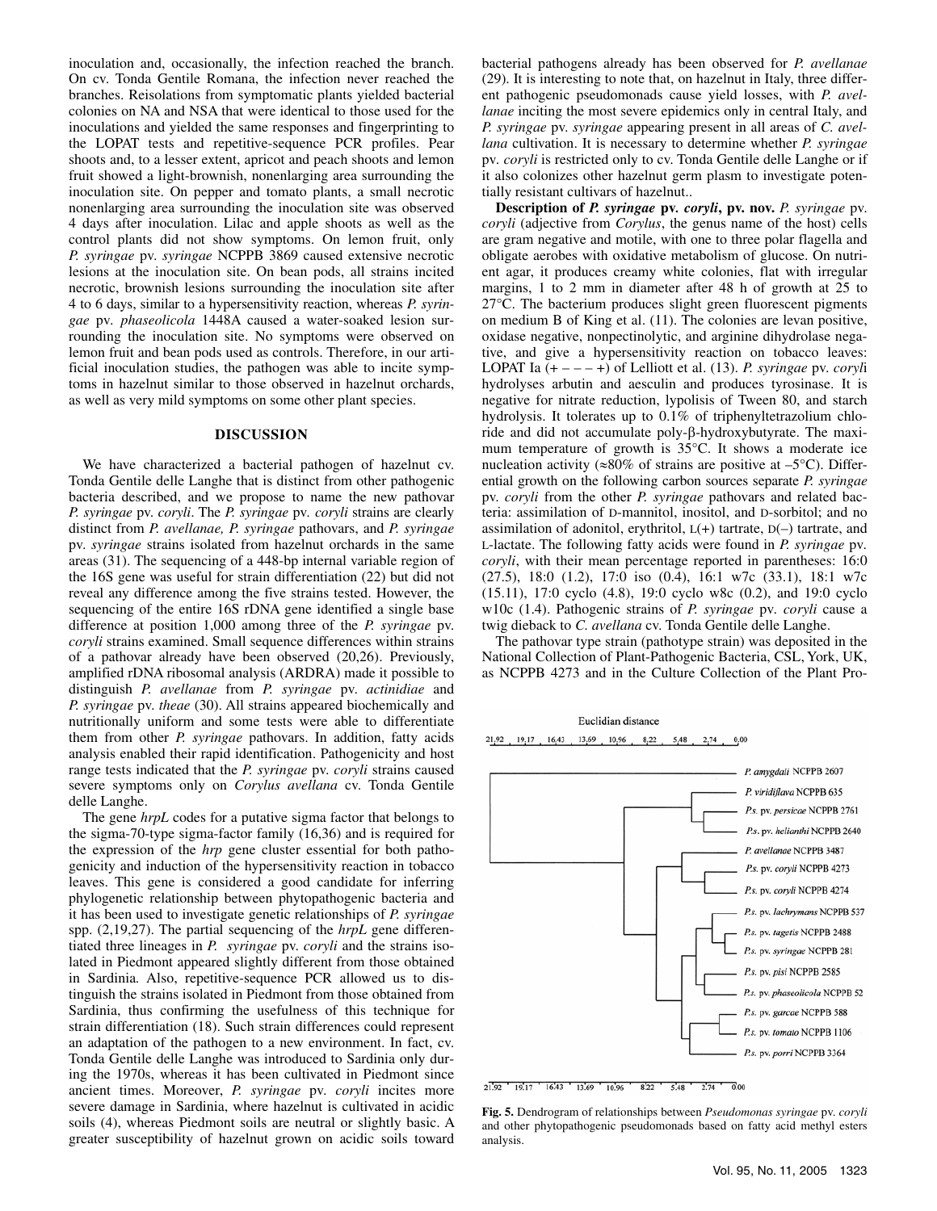inoculation and, occasionally, the infection reached the branch. On cv. Tonda Gentile Romana, the infection never reached the branches. Reisolations from symptomatic plants yielded bacterial colonies on NA and NSA that were identical to those used for the inoculations and yielded the same responses and fingerprinting to the LOPAT tests and repetitive-sequence PCR profiles. Pear shoots and, to a lesser extent, apricot and peach shoots and lemon fruit showed a light-brownish, nonenlarging area surrounding the inoculation site. On pepper and tomato plants, a small necrotic nonenlarging area surrounding the inoculation site was observed 4 days after inoculation. Lilac and apple shoots as well as the control plants did not show symptoms. On lemon fruit, only *P. syringae* pv. *syringae* NCPPB 3869 caused extensive necrotic lesions at the inoculation site. On bean pods, all strains incited necrotic, brownish lesions surrounding the inoculation site after 4 to 6 days, similar to a hypersensitivity reaction, whereas *P. syringae* pv. *phaseolicola* 1448A caused a water-soaked lesion surrounding the inoculation site. No symptoms were observed on lemon fruit and bean pods used as controls. Therefore, in our artificial inoculation studies, the pathogen was able to incite symptoms in hazelnut similar to those observed in hazelnut orchards, as well as very mild symptoms on some other plant species.

## DISCUSSION

We have characterized a bacterial pathogen of hazelnut cv. Tonda Gentile delle Langhe that is distinct from other pathogenic bacteria described, and we propose to name the new pathovar *P. syringae* pv. *coryli*. The *P. syringae* pv. *coryli* strains are clearly distinct from *P. avellanae, P. syringae* pathovars, and *P. syringae* pv. *syringae* strains isolated from hazelnut orchards in the same areas (31). The sequencing of a 448-bp internal variable region of the 16S gene was useful for strain differentiation (22) but did not reveal any difference among the five strains tested. However, the sequencing of the entire 16S rDNA gene identified a single base difference at position 1,000 among three of the *P. syringae* pv. *coryli* strains examined. Small sequence differences within strains of a pathovar already have been observed (20,26). Previously, amplified rDNA ribosomal analysis (ARDRA) made it possible to distinguish *P. avellanae* from *P. syringae* pv. *actinidiae* and *P. syringae* pv. *theae* (30). All strains appeared biochemically and nutritionally uniform and some tests were able to differentiate them from other *P. syringae* pathovars. In addition, fatty acids analysis enabled their rapid identification. Pathogenicity and host range tests indicated that the *P. syringae* pv. *coryli* strains caused severe symptoms only on *Corylus avellana* cv. Tonda Gentile delle Langhe.

The gene *hrpL* codes for a putative sigma factor that belongs to the sigma-70-type sigma-factor family (16,36) and is required for the expression of the *hrp* gene cluster essential for both pathogenicity and induction of the hypersensitivity reaction in tobacco leaves. This gene is considered a good candidate for inferring phylogenetic relationship between phytopathogenic bacteria and it has been used to investigate genetic relationships of *P. syringae* spp. (2,19,27). The partial sequencing of the *hrpL* gene differentiated three lineages in *P. syringae* pv. *coryli* and the strains isolated in Piedmont appeared slightly different from those obtained in Sardinia. Also, repetitive-sequence PCR allowed us to distinguish the strains isolated in Piedmont from those obtained from Sardinia, thus confirming the usefulness of this technique for strain differentiation (18). Such strain differences could represent an adaptation of the pathogen to a new environment. In fact, cv. Tonda Gentile delle Langhe was introduced to Sardinia only during the 1970s, whereas it has been cultivated in Piedmont since ancient times. Moreover, *P. syringae* pv. *coryli* incites more severe damage in Sardinia, where hazelnut is cultivated in acidic soils (4), whereas Piedmont soils are neutral or slightly basic. A greater susceptibility of hazelnut grown on acidic soils toward bacterial pathogens already has been observed for *P. avellanae* (29). It is interesting to note that, on hazelnut in Italy, three different pathogenic pseudomonads cause yield losses, with *P. avellanae* inciting the most severe epidemics only in central Italy, and *P. syringae* pv. *syringae* appearing present in all areas of *C. avellana* cultivation. It is necessary to determine whether *P. syringae* pv. *coryli* is restricted only to cv. Tonda Gentile delle Langhe or if it also colonizes other hazelnut germ plasm to investigate potentially resistant cultivars of hazelnut..

**Description of *P. syringae* pv. *coryli*, pv. nov.** *P. syringae* pv. *coryli* (adjective from *Corylus*, the genus name of the host) cells are gram negative and motile, with one to three polar flagella and obligate aerobes with oxidative metabolism of glucose. On nutrient agar, it produces creamy white colonies, flat with irregular margins, 1 to 2 mm in diameter after 48 h of growth at 25 to 27°C. The bacterium produces slight green fluorescent pigments on medium B of King et al. (11). The colonies are levan positive, oxidase negative, nonpectinolytic, and arginine dihydrolase negative, and give a hypersensitivity reaction on tobacco leaves: LOPAT Ia (+ – – – +) of Lelliott et al. (13). *P. syringae* pv. *coryli* hydrolyses arbutin and aesculin and produces tyrosinase. It is negative for nitrate reduction, lypolisis of Tween 80, and starch hydrolysis. It tolerates up to 0.1% of triphenyltetrazolium chloride and did not accumulate poly-β-hydroxybutyrate. The maximum temperature of growth is 35°C. It shows a moderate ice nucleation activity (≈80% of strains are positive at –5°C). Differential growth on the following carbon sources separate *P. syringae* pv. *coryli* from the other *P. syringae* pathovars and related bacteria: assimilation of D-mannitol, inositol, and D-sorbitol; and no assimilation of adonitol, erythritol, L(+) tartrate, D(–) tartrate, and L-lactate. The following fatty acids were found in *P. syringae* pv. *coryli*, with their mean percentage reported in parentheses: 16:0 (27.5), 18:0 (1.2), 17:0 iso (0.4), 16:1 w7c (33.1), 18:1 w7c (15.11), 17:0 cyclo (4.8), 19:0 cyclo w8c (0.2), and 19:0 cyclo w10c (1.4). Pathogenic strains of *P. syringae* pv. *coryli* cause a twig dieback to *C. avellana* cv. Tonda Gentile delle Langhe.

The pathovar type strain (pathotype strain) was deposited in the National Collection of Plant-Pathogenic Bacteria, CSL, York, UK, as NCPPB 4273 and in the Culture Collection of the Plant Pro-

**Fig. 5.** Dendrogram of relationships between *Pseudomonas syringae* pv. *coryli* and other phytopathogenic pseudomonads based on fatty acid methyl esters analysis.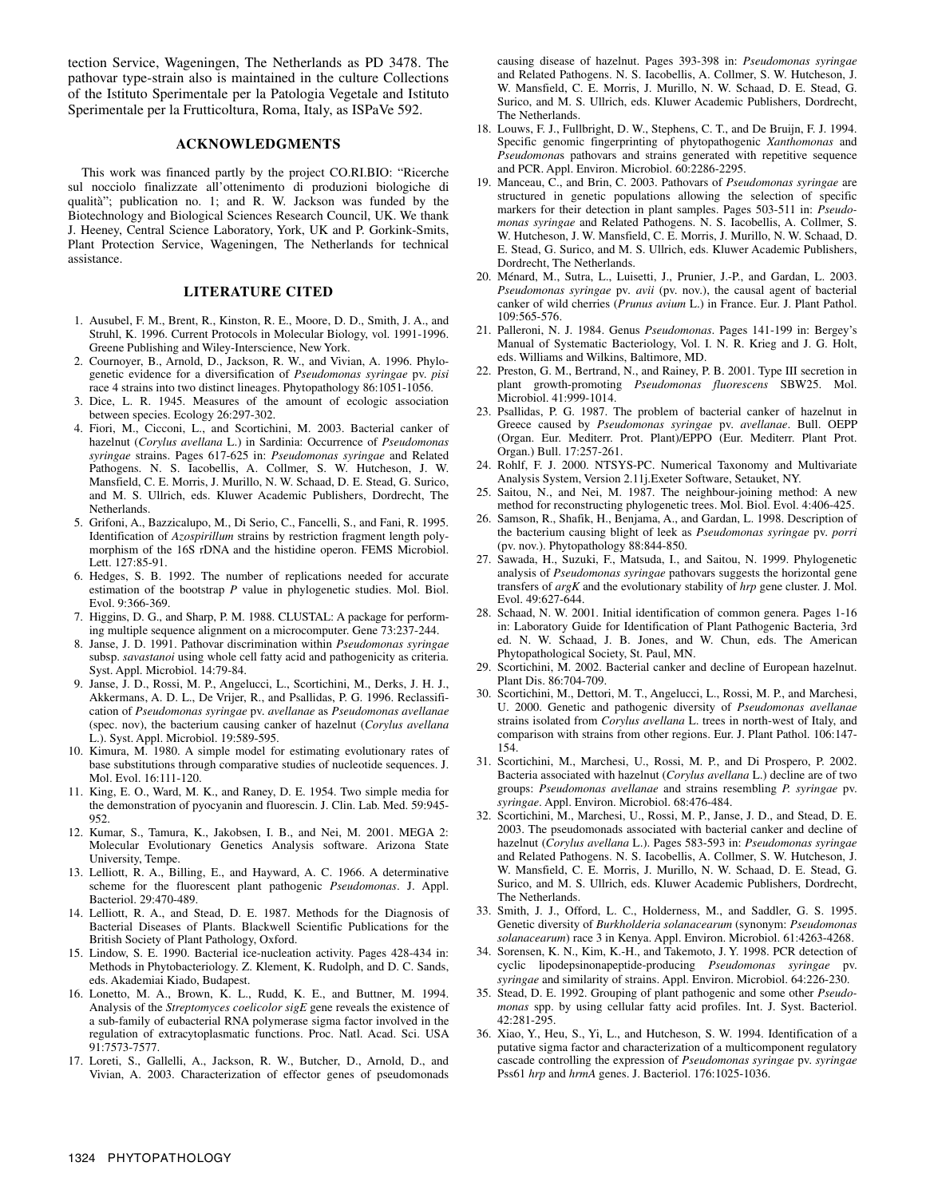tection Service, Wageningen, The Netherlands as PD 3478. The pathovar type-strain also is maintained in the culture Collections of the Istituto Sperimentale per la Patologia Vegetale and Istituto Sperimentale per la Frutticoltura, Roma, Italy, as ISPaVe 592.

## ACKNOWLEDGMENTS

This work was financed partly by the project CO.RI.BIO: "Ricerche sul nocciolo finalizzate all'ottenimento di produzioni biologiche di qualità"; publication no. 1; and R. W. Jackson was funded by the Biotechnology and Biological Sciences Research Council, UK. We thank J. Heeney, Central Science Laboratory, York, UK and P. Gorkink-Smits, Plant Protection Service, Wageningen, The Netherlands for technical assistance.

## LITERATURE CITED

1. Ausubel, F. M., Brent, R., Kinston, R. E., Moore, D. D., Smith, J. A., and Struhl, K. 1996. Current Protocols in Molecular Biology, vol. 1991-1996. Greene Publishing and Wiley-Interscience, New York.
2. Cournoyer, B., Arnold, D., Jackson, R. W., and Vivian, A. 1996. Phylogenetic evidence for a diversification of *Pseudomonas syringae* pv. *pisi* race 4 strains into two distinct lineages. Phytopathology 86:1051-1056.
3. Dice, L. R. 1945. Measures of the amount of ecologic association between species. Ecology 26:297-302.
4. Fiori, M., Cicconi, L., and Scortichini, M. 2003. Bacterial canker of hazelnut (*Corylus avellana* L.) in Sardinia: Occurrence of *Pseudomonas syringae* strains. Pages 617-625 in: *Pseudomonas syringae* and Related Pathogens. N. S. Iacobellis, A. Collmer, S. W. Hutcheson, J. W. Mansfield, C. E. Morris, J. Murillo, N. W. Schaad, D. E. Stead, G. Surico, and M. S. Ullrich, eds. Kluwer Academic Publishers, Dordrecht, The Netherlands.
5. Grifoni, A., Bazzicalupo, M., Di Serio, C., Fancelli, S., and Fani, R. 1995. Identification of *Azospirillum* strains by restriction fragment length polymorphism of the 16S rDNA and the histidine operon. FEMS Microbiol. Lett. 127:85-91.
6. Hedges, S. B. 1992. The number of replications needed for accurate estimation of the bootstrap *P* value in phylogenetic studies. Mol. Biol. Evol. 9:366-369.
7. Higgins, D. G., and Sharp, P. M. 1988. CLUSTAL: A package for performing multiple sequence alignment on a microcomputer. Gene 73:237-244.
8. Janse, J. D. 1991. Pathovar discrimination within *Pseudomonas syringae* subsp. *savastanoi* using whole cell fatty acid and pathogenicity as criteria. Syst. Appl. Microbiol. 14:79-84.
9. Janse, J. D., Rossi, M. P., Angelucci, L., Scortichini, M., Derks, J. H. J., Akkermans, A. D. L., De Vrijer, R., and Psallidas, P. G. 1996. Reclassification of *Pseudomonas syringae* pv. *avellanae* as *Pseudomonas avellanae* (spec. nov), the bacterium causing canker of hazelnut (*Corylus avellana* L.). Syst. Appl. Microbiol. 19:589-595.
10. Kimura, M. 1980. A simple model for estimating evolutionary rates of base substitutions through comparative studies of nucleotide sequences. J. Mol. Evol. 16:111-120.
11. King, E. O., Ward, M. K., and Raney, D. E. 1954. Two simple media for the demonstration of pyocyanin and fluorescin. J. Clin. Lab. Med. 59:945-952.
12. Kumar, S., Tamura, K., Jakobsen, I. B., and Nei, M. 2001. MEGA 2: Molecular Evolutionary Genetics Analysis software. Arizona State University, Tempe.
13. Lelliott, R. A., Billing, E., and Hayward, A. C. 1966. A determinative scheme for the fluorescent plant pathogenic *Pseudomonas*. J. Appl. Bacteriol. 29:470-489.
14. Lelliott, R. A., and Stead, D. E. 1987. Methods for the Diagnosis of Bacterial Diseases of Plants. Blackwell Scientific Publications for the British Society of Plant Pathology, Oxford.
15. Lindow, S. E. 1990. Bacterial ice-nucleation activity. Pages 428-434 in: Methods in Phytobacteriology. Z. Klement, K. Rudolph, and D. C. Sands, eds. Akademiai Kiado, Budapest.
16. Lonetto, M. A., Brown, K. L., Rudd, K. E., and Buttner, M. 1994. Analysis of the *Streptomyces coelicolor sigE* gene reveals the existence of a sub-family of eubacterial RNA polymerase sigma factor involved in the regulation of extracytoplasmatic functions. Proc. Natl. Acad. Sci. USA 91:7573-7577.
17. Loreti, S., Gallelli, A., Jackson, R. W., Butcher, D., Arnold, D., and Vivian, A. 2003. Characterization of effector genes of pseudomonads causing disease of hazelnut. Pages 393-398 in: *Pseudomonas syringae* and Related Pathogens. N. S. Iacobellis, A. Collmer, S. W. Hutcheson, J. W. Mansfield, C. E. Morris, J. Murillo, N. W. Schaad, D. E. Stead, G. Surico, and M. S. Ullrich, eds. Kluwer Academic Publishers, Dordrecht, The Netherlands.
18. Louws, F. J., Fullbright, D. W., Stephens, C. T., and De Bruijn, F. J. 1994. Specific genomic fingerprinting of phytopathogenic *Xanthomonas* and *Pseudomonas* pathovars and strains generated with repetitive sequence and PCR. Appl. Environ. Microbiol. 60:2286-2295.
19. Manceau, C., and Brin, C. 2003. Pathovars of *Pseudomonas syringae* are structured in genetic populations allowing the selection of specific markers for their detection in plant samples. Pages 503-511 in: *Pseudomonas syringae* and Related Pathogens. N. S. Iacobellis, A. Collmer, S. W. Hutcheson, J. W. Mansfield, C. E. Morris, J. Murillo, N. W. Schaad, D. E. Stead, G. Surico, and M. S. Ullrich, eds. Kluwer Academic Publishers, Dordrecht, The Netherlands.
20. Ménard, M., Sutra, L., Luisetti, J., Prunier, J.-P., and Gardan, L. 2003. *Pseudomonas syringae* pv. *avii* (pv. nov.), the causal agent of bacterial canker of wild cherries (*Prunus avium* L.) in France. Eur. J. Plant Pathol. 109:565-576.
21. Palleroni, N. J. 1984. Genus *Pseudomonas*. Pages 141-199 in: Bergey's Manual of Systematic Bacteriology, Vol. I. N. R. Krieg and J. G. Holt, eds. Williams and Wilkins, Baltimore, MD.
22. Preston, G. M., Bertrand, N., and Rainey, P. B. 2001. Type III secretion in plant growth-promoting *Pseudomonas fluorescens* SBW25. Mol. Microbiol. 41:999-1014.
23. Psallidas, P. G. 1987. The problem of bacterial canker of hazelnut in Greece caused by *Pseudomonas syringae* pv. *avellanae*. Bull. OEPP (Organ. Eur. Mediterr. Prot. Plant)/EPPO (Eur. Mediterr. Plant Prot. Organ.) Bull. 17:257-261.
24. Rohlf, F. J. 2000. NTSYS-PC. Numerical Taxonomy and Multivariate Analysis System, Version 2.11j.Exeter Software, Setauket, NY.
25. Saitou, N., and Nei, M. 1987. The neighbour-joining method: A new method for reconstructing phylogenetic trees. Mol. Biol. Evol. 4:406-425.
26. Samson, R., Shafik, H., Benjama, A., and Gardan, L. 1998. Description of the bacterium causing blight of leek as *Pseudomonas syringae* pv. *porri* (pv. nov.). Phytopathology 88:844-850.
27. Sawada, H., Suzuki, F., Matsuda, I., and Saitou, N. 1999. Phylogenetic analysis of *Pseudomonas syringae* pathovars suggests the horizontal gene transfers of *argK* and the evolutionary stability of *hrp* gene cluster. J. Mol. Evol. 49:627-644.
28. Schaad, N. W. 2001. Initial identification of common genera. Pages 1-16 in: Laboratory Guide for Identification of Plant Pathogenic Bacteria, 3rd ed. N. W. Schaad, J. B. Jones, and W. Chun, eds. The American Phytopathological Society, St. Paul, MN.
29. Scortichini, M. 2002. Bacterial canker and decline of European hazelnut. Plant Dis. 86:704-709.
30. Scortichini, M., Dettori, M. T., Angelucci, L., Rossi, M. P., and Marchesi, U. 2000. Genetic and pathogenic diversity of *Pseudomonas avellanae* strains isolated from *Corylus avellana* L. trees in north-west of Italy, and comparison with strains from other regions. Eur. J. Plant Pathol. 106:147-154.
31. Scortichini, M., Marchesi, U., Rossi, M. P., and Di Prospero, P. 2002. Bacteria associated with hazelnut (*Corylus avellana* L.) decline are of two groups: *Pseudomonas avellanae* and strains resembling *P. syringae* pv. *syringae*. Appl. Environ. Microbiol. 68:476-484.
32. Scortichini, M., Marchesi, U., Rossi, M. P., Janse, J. D., and Stead, D. E. 2003. The pseudomonads associated with bacterial canker and decline of hazelnut (*Corylus avellana* L.). Pages 583-593 in: *Pseudomonas syringae* and Related Pathogens. N. S. Iacobellis, A. Collmer, S. W. Hutcheson, J. W. Mansfield, C. E. Morris, J. Murillo, N. W. Schaad, D. E. Stead, G. Surico, and M. S. Ullrich, eds. Kluwer Academic Publishers, Dordrecht, The Netherlands.
33. Smith, J. J., Offord, L. C., Holderness, M., and Saddler, G. S. 1995. Genetic diversity of *Burkholderia solanacearum* (synonym: *Pseudomonas solanacearum*) race 3 in Kenya. Appl. Environ. Microbiol. 61:4263-4268.
34. Sorensen, K. N., Kim, K.-H., and Takemoto, J. Y. 1998. PCR detection of cyclic lipodepsinonapeptide-producing *Pseudomonas syringae* pv. *syringae* and similarity of strains. Appl. Environ. Microbiol. 64:226-230.
35. Stead, D. E. 1992. Grouping of plant pathogenic and some other *Pseudomonas* spp. by using cellular fatty acid profiles. Int. J. Syst. Bacteriol. 42:281-295.
36. Xiao, Y., Heu, S., Yi, L., and Hutcheson, S. W. 1994. Identification of a putative sigma factor and characterization of a multicomponent regulatory cascade controlling the expression of *Pseudomonas syringae* pv. *syringae* Pss61 *hrp* and *hrmA* genes. J. Bacteriol. 176:1025-1036.